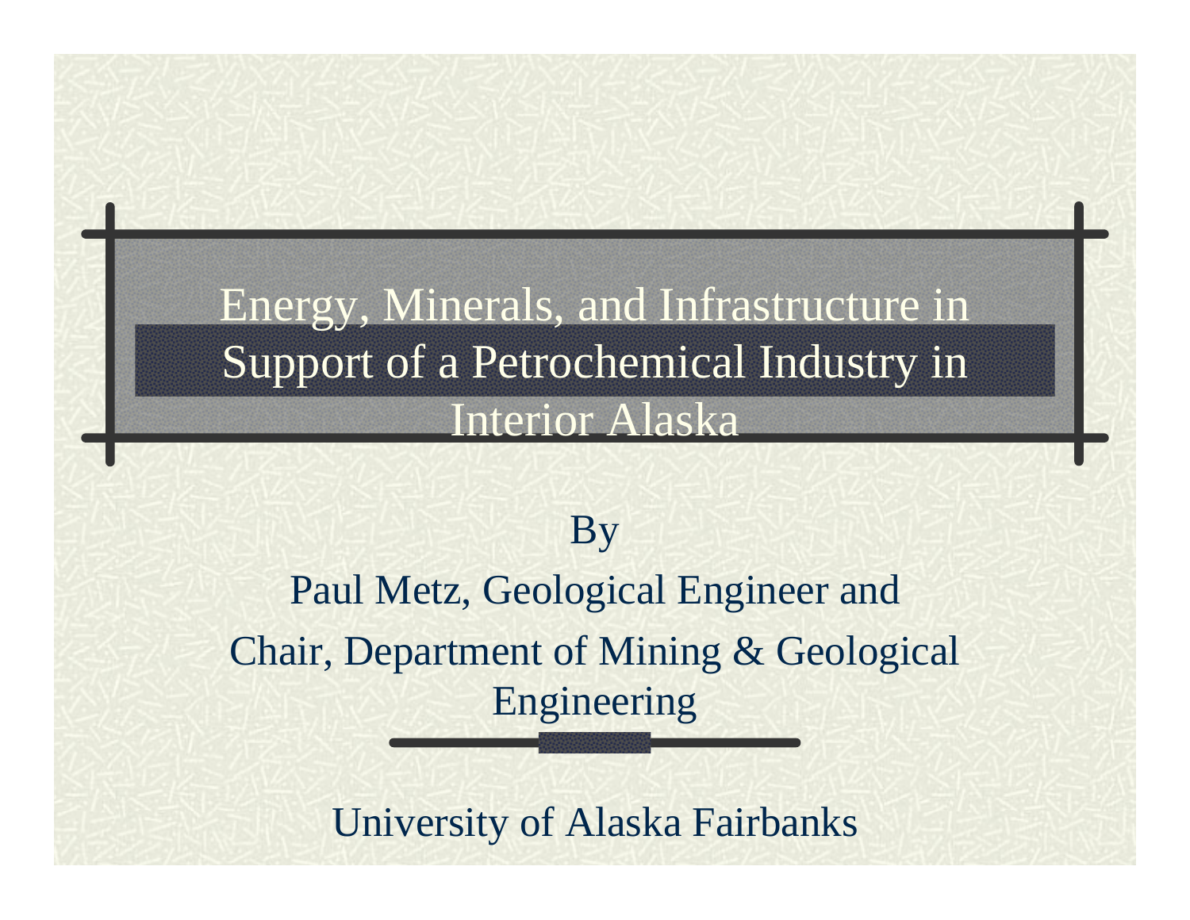# Energy, Minerals, and Infrastructure in Support of a Petrochemical Industry in Interior Alaska

By

Paul Metz, Geological Engineer and

Chair, Department of Mining & Geological Engineering

University of Alaska Fairbanks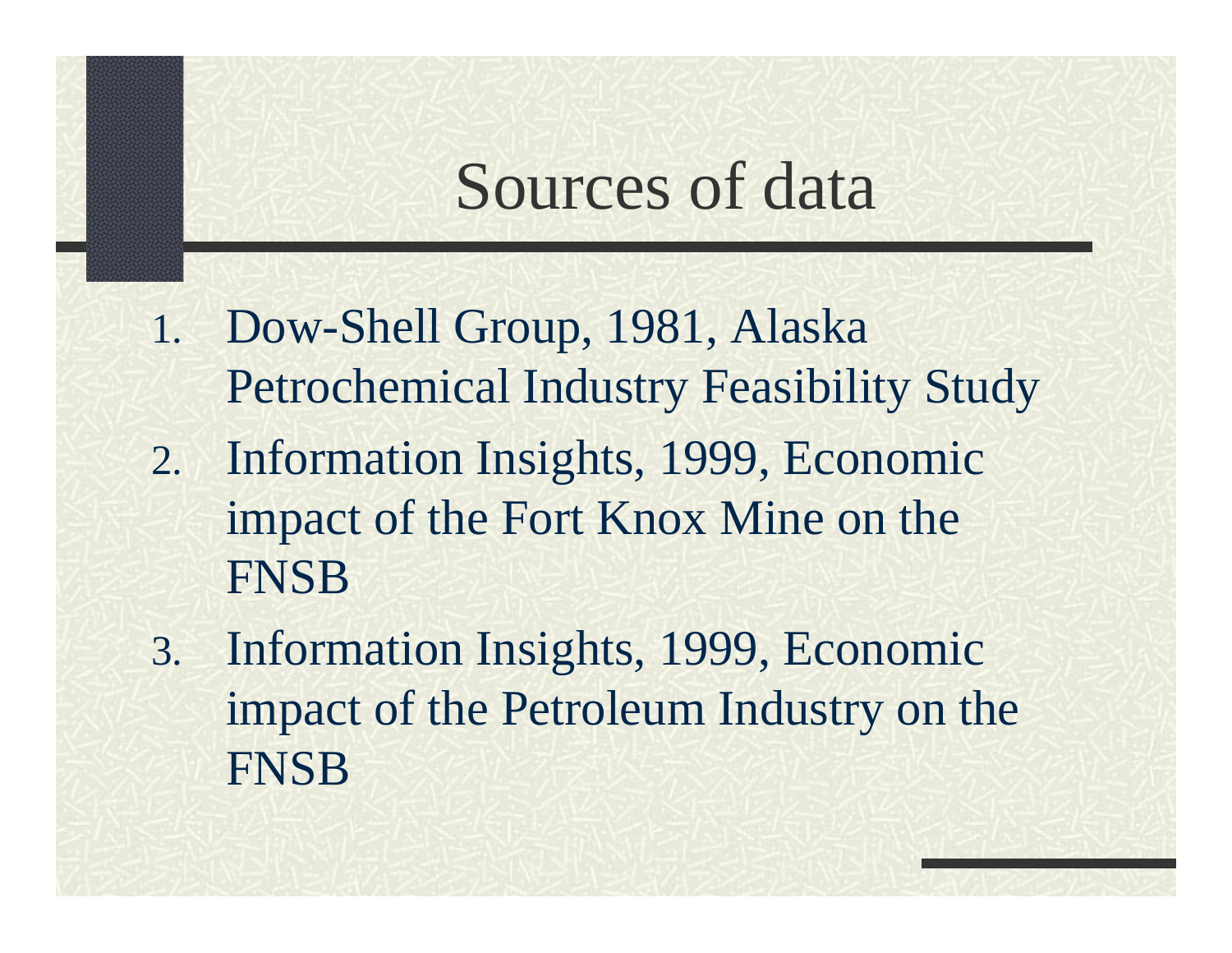# Sources of data

1. Dow-Shell Group, 1981, Alaska Petrochemical Industry Feasibility Study
2. Information Insights, 1999, Economic impact of the Fort Knox Mine on the FNSB
3. Information Insights, 1999, Economic impact of the Petroleum Industry on the FNSB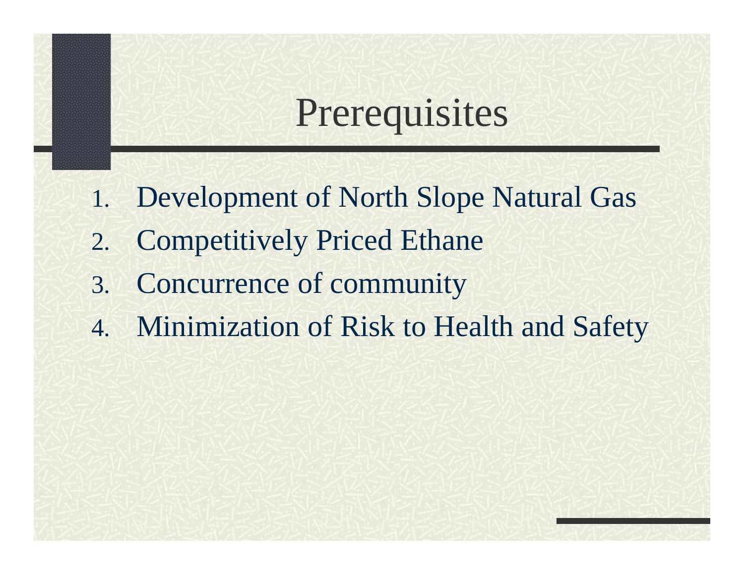# Prerequisites

1. Development of North Slope Natural Gas
2. Competitively Priced Ethane
3. Concurrence of community
4. Minimization of Risk to Health and Safety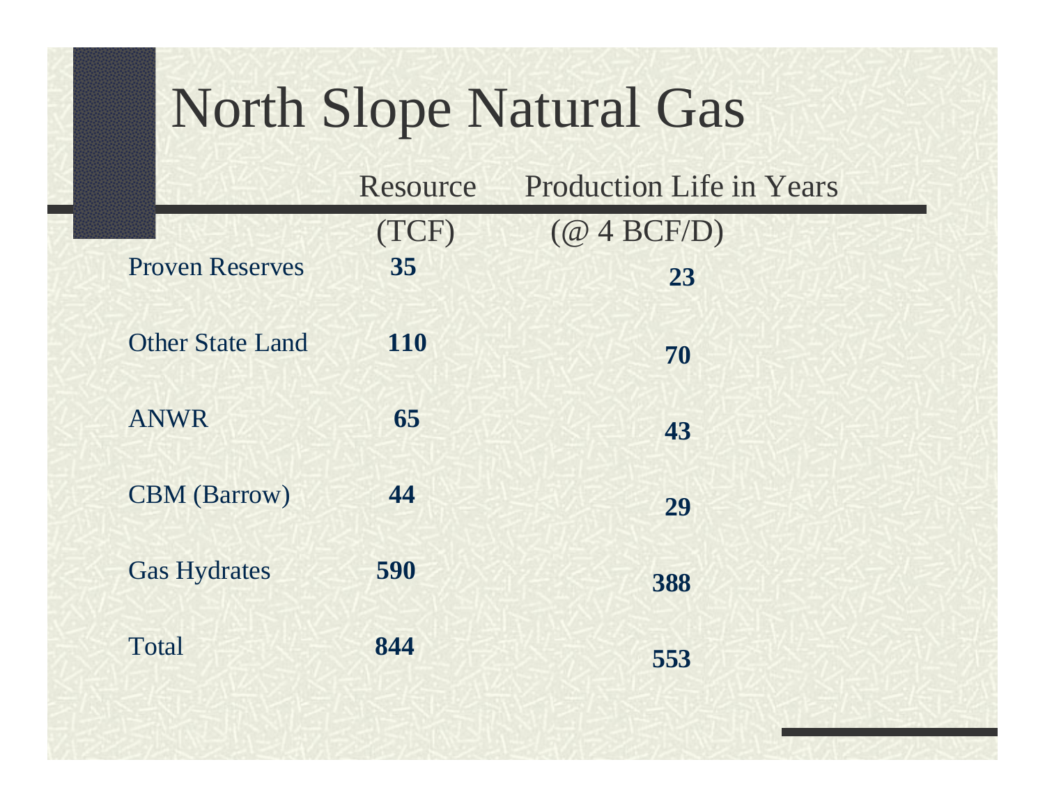# North Slope Natural Gas

| | Resource (TCF) | Production Life in Years (@ 4 BCF/D) |
|---|---|---|
| Proven Reserves | **35** | **23** |
| Other State Land | **110** | **70** |
| ANWR | **65** | **43** |
| CBM (Barrow) | **44** | **29** |
| Gas Hydrates | **590** | **388** |
| Total | **844** | **553** |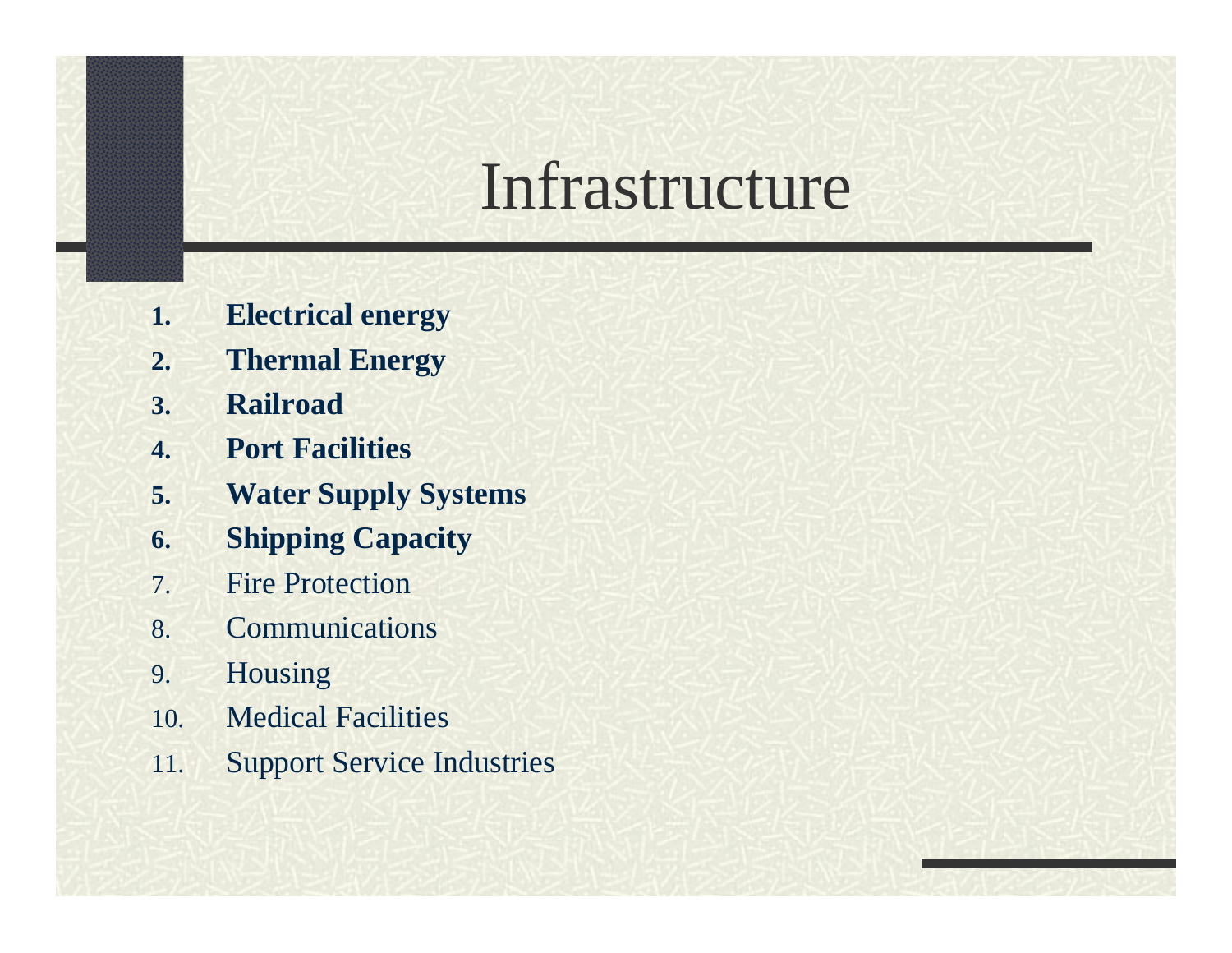# Infrastructure

1. **Electrical energy**
2. **Thermal Energy**
3. **Railroad**
4. **Port Facilities**
5. **Water Supply Systems**
6. **Shipping Capacity**
7. Fire Protection
8. Communications
9. Housing
10. Medical Facilities
11. Support Service Industries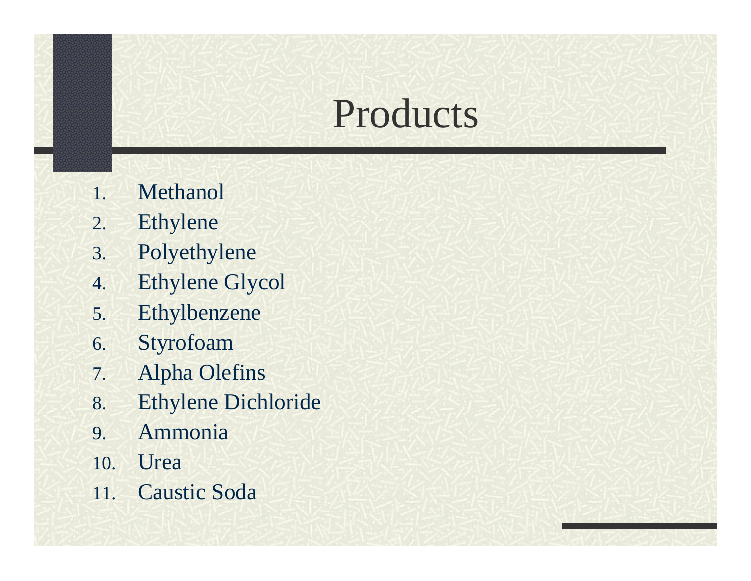# Products

1. Methanol
2. Ethylene
3. Polyethylene
4. Ethylene Glycol
5. Ethylbenzene
6. Styrofoam
7. Alpha Olefins
8. Ethylene Dichloride
9. Ammonia
10. Urea
11. Caustic Soda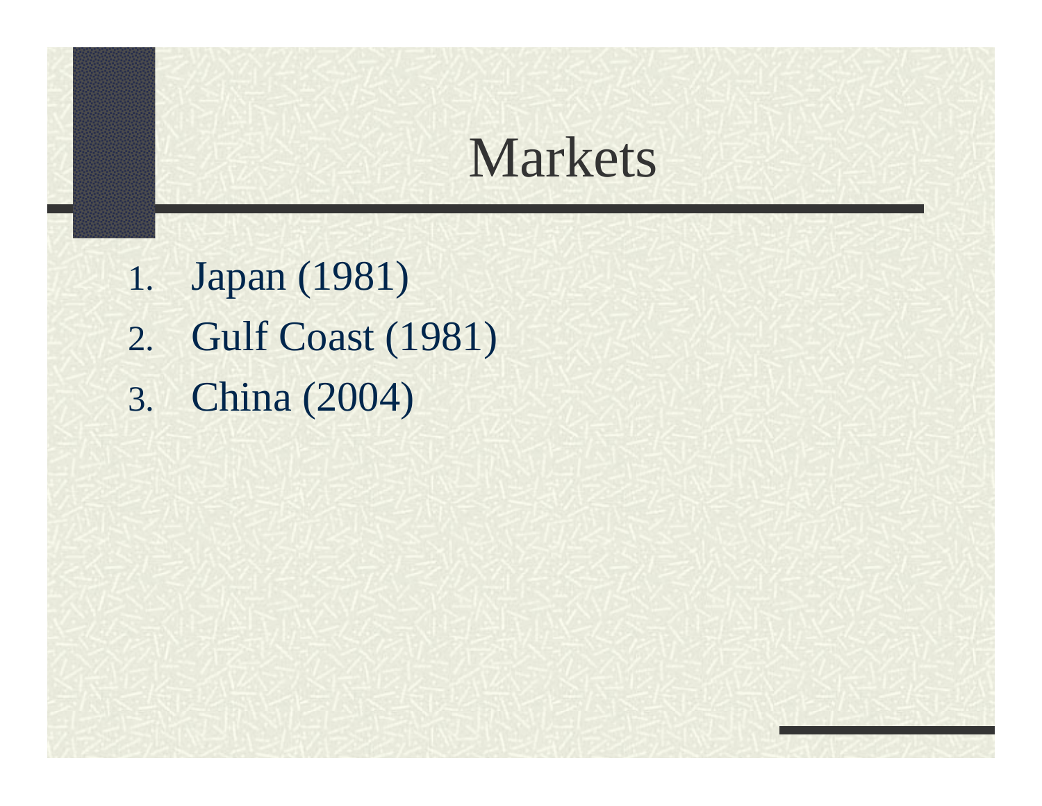# Markets

1. Japan (1981)
2. Gulf Coast (1981)
3. China (2004)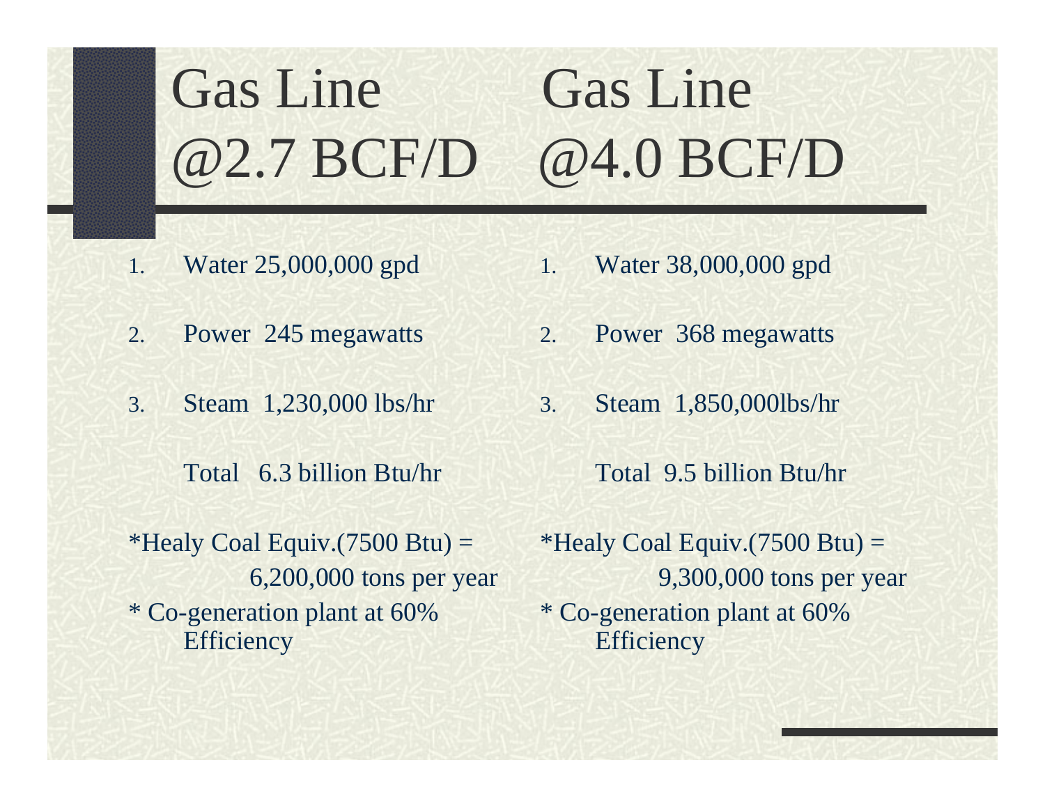# Gas Line @2.7 BCF/D | Gas Line @4.0 BCF/D

| Gas Line @2.7 BCF/D | Gas Line @4.0 BCF/D |
|---|---|
| 1. Water 25,000,000 gpd | 1. Water 38,000,000 gpd |
| 2. Power 245 megawatts | 2. Power 368 megawatts |
| 3. Steam 1,230,000 lbs/hr | 3. Steam 1,850,000lbs/hr |
| Total 6.3 billion Btu/hr | Total 9.5 billion Btu/hr |
| *Healy Coal Equiv.(7500 Btu) = 6,200,000 tons per year | *Healy Coal Equiv.(7500 Btu) = 9,300,000 tons per year |
| * Co-generation plant at 60% Efficiency | * Co-generation plant at 60% Efficiency |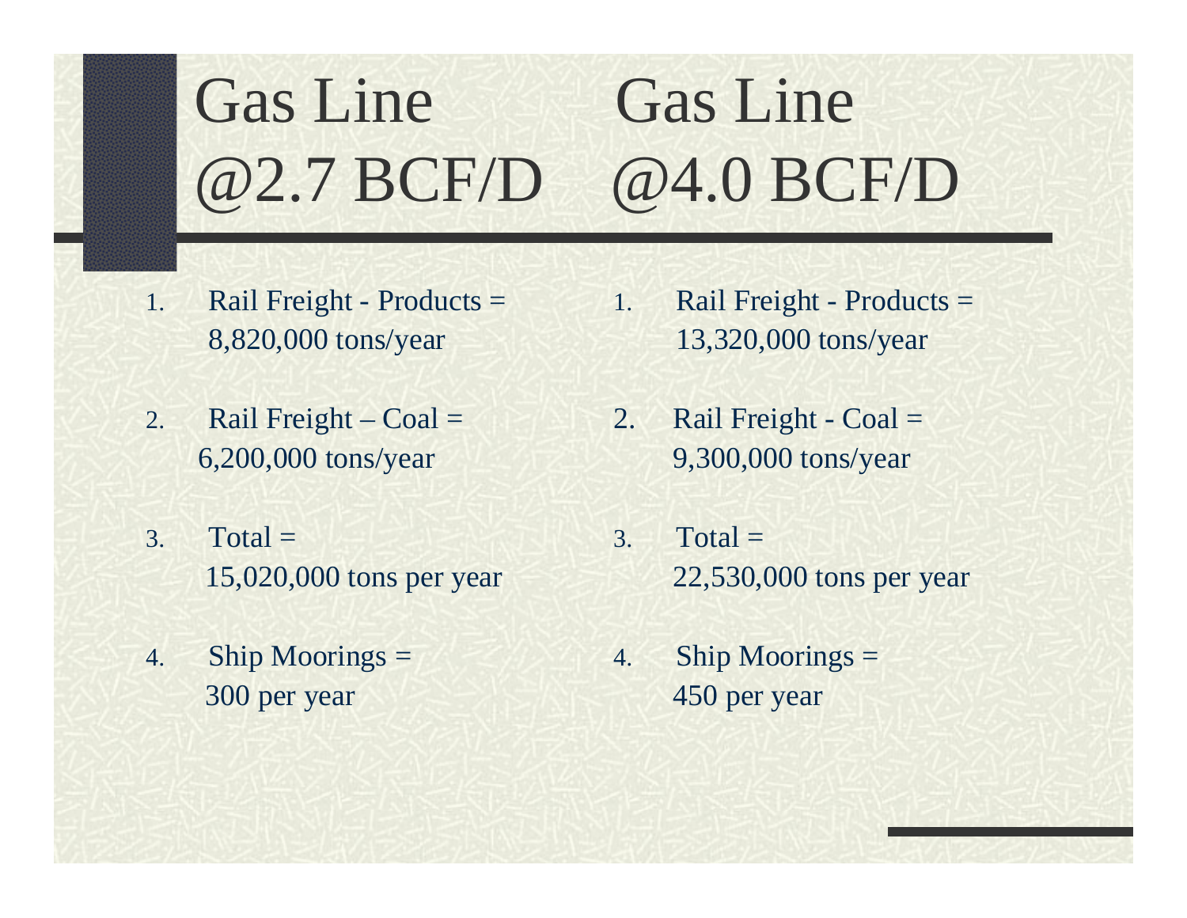# Gas Line @2.7 BCF/D

1. Rail Freight - Products = 8,820,000 tons/year

2. Rail Freight – Coal = 6,200,000 tons/year

3. Total = 15,020,000 tons per year

4. Ship Moorings = 300 per year

# Gas Line @4.0 BCF/D

1. Rail Freight - Products = 13,320,000 tons/year

2. Rail Freight - Coal = 9,300,000 tons/year

3. Total = 22,530,000 tons per year

4. Ship Moorings = 450 per year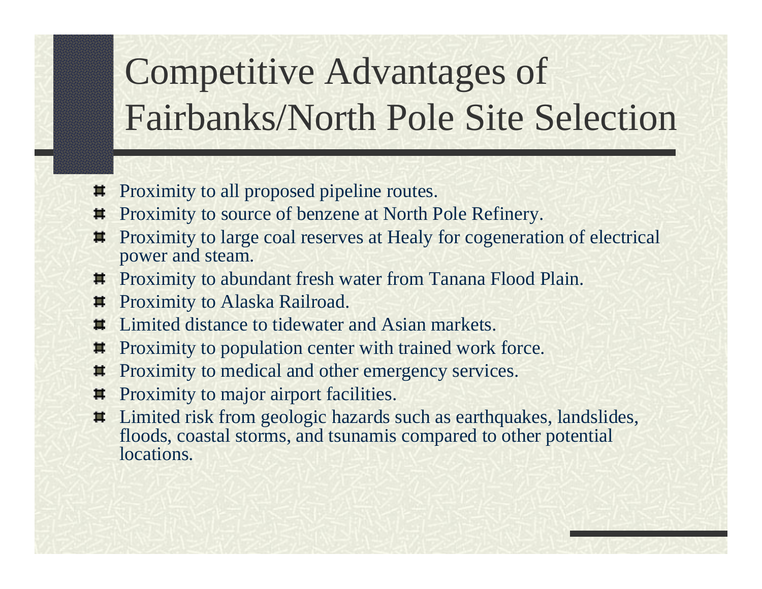# Competitive Advantages of Fairbanks/North Pole Site Selection

- Proximity to all proposed pipeline routes.
- Proximity to source of benzene at North Pole Refinery.
- Proximity to large coal reserves at Healy for cogeneration of electrical power and steam.
- Proximity to abundant fresh water from Tanana Flood Plain.
- Proximity to Alaska Railroad.
- Limited distance to tidewater and Asian markets.
- Proximity to population center with trained work force.
- Proximity to medical and other emergency services.
- Proximity to major airport facilities.
- Limited risk from geologic hazards such as earthquakes, landslides, floods, coastal storms, and tsunamis compared to other potential locations.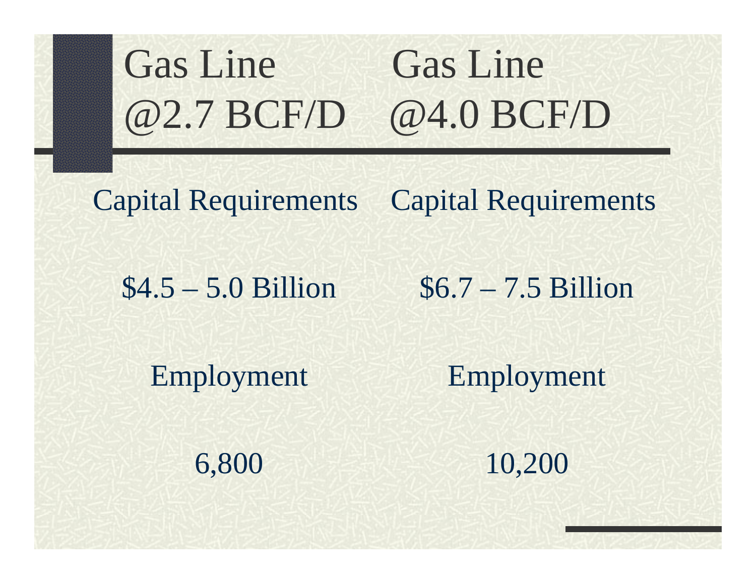| Gas Line @2.7 BCF/D | Gas Line @4.0 BCF/D |
| --- | --- |
| Capital Requirements | Capital Requirements |
| $4.5 – 5.0 Billion | $6.7 – 7.5 Billion |
| Employment | Employment |
| 6,800 | 10,200 |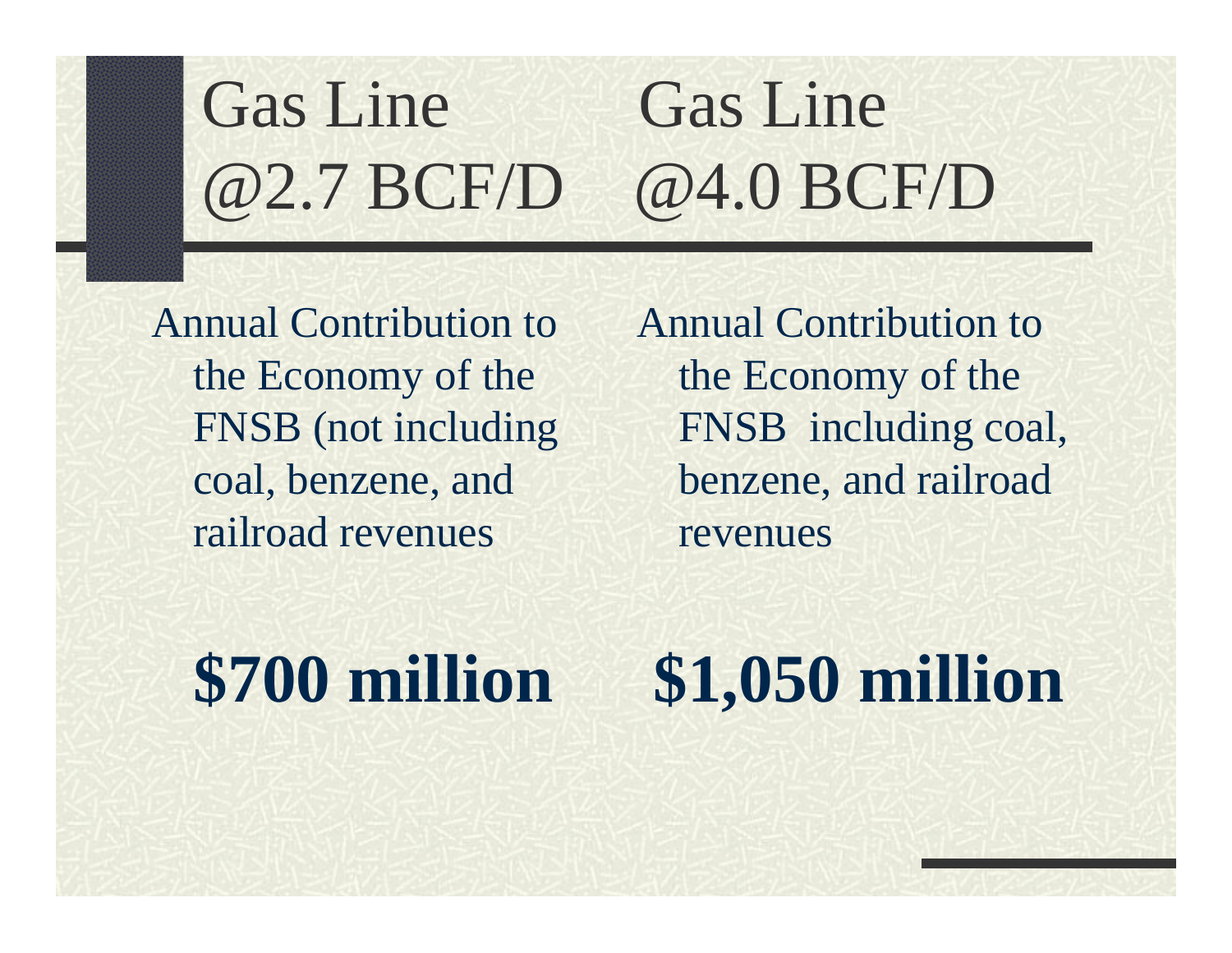| Gas Line @2.7 BCF/D | Gas Line @4.0 BCF/D |
| --- | --- |
| Annual Contribution to the Economy of the FNSB (not including coal, benzene, and railroad revenues | Annual Contribution to the Economy of the FNSB including coal, benzene, and railroad revenues |
| **$700 million** | **$1,050 million** |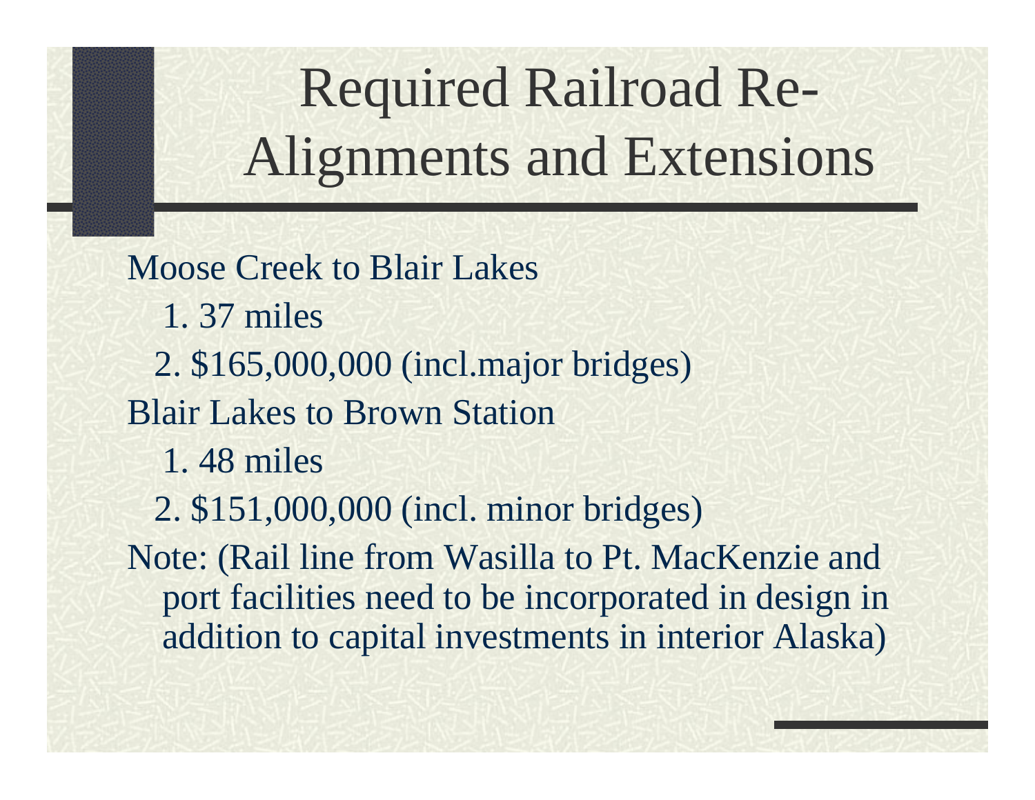# Required Railroad Re-Alignments and Extensions

Moose Creek to Blair Lakes

1. 37 miles
2. $165,000,000 (incl.major bridges)

Blair Lakes to Brown Station

1. 48 miles
2. $151,000,000 (incl. minor bridges)

Note: (Rail line from Wasilla to Pt. MacKenzie and port facilities need to be incorporated in design in addition to capital investments in interior Alaska)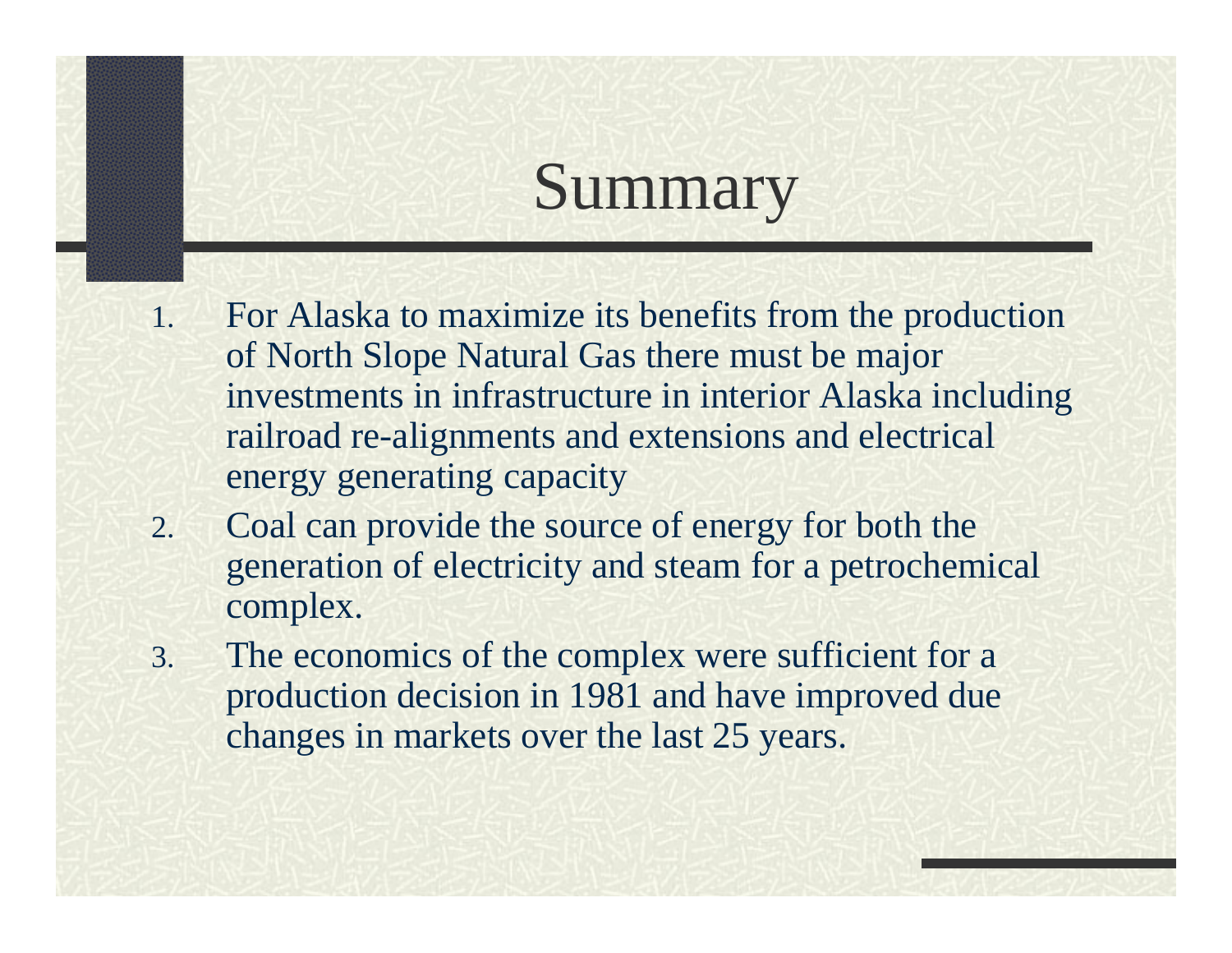# Summary

1. For Alaska to maximize its benefits from the production of North Slope Natural Gas there must be major investments in infrastructure in interior Alaska including railroad re-alignments and extensions and electrical energy generating capacity
2. Coal can provide the source of energy for both the generation of electricity and steam for a petrochemical complex.
3. The economics of the complex were sufficient for a production decision in 1981 and have improved due changes in markets over the last 25 years.